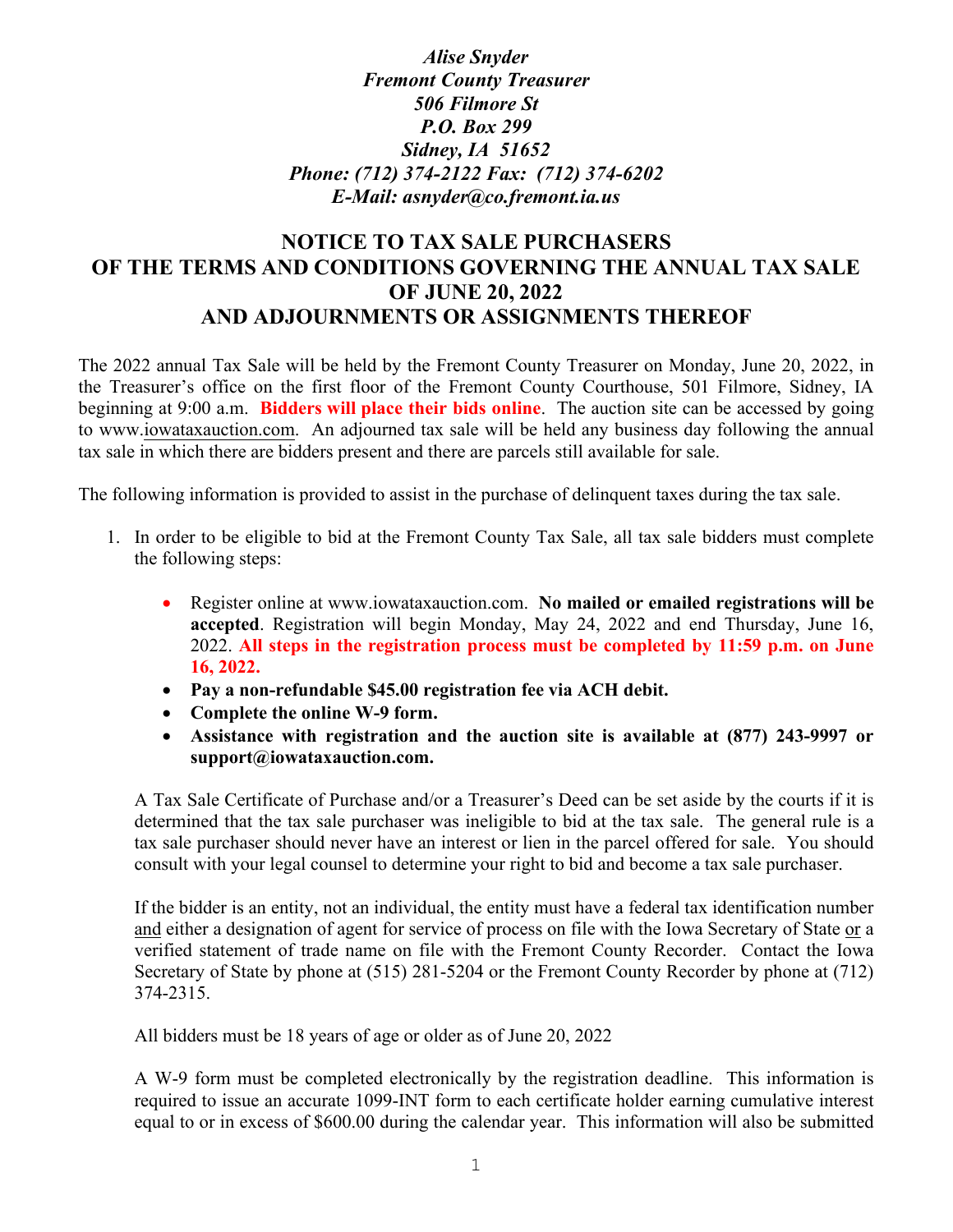*Alise Snyder*
*Fremont County Treasurer*
*506 Filmore St*
*P.O. Box 299*
*Sidney, IA 51652*
*Phone: (712) 374-2122 Fax: (712) 374-6202*
*E-Mail: asnyder@co.fremont.ia.us*

# NOTICE TO TAX SALE PURCHASERS OF THE TERMS AND CONDITIONS GOVERNING THE ANNUAL TAX SALE OF JUNE 20, 2022 AND ADJOURNMENTS OR ASSIGNMENTS THEREOF

The 2022 annual Tax Sale will be held by the Fremont County Treasurer on Monday, June 20, 2022, in the Treasurer's office on the first floor of the Fremont County Courthouse, 501 Filmore, Sidney, IA beginning at 9:00 a.m. **Bidders will place their bids online**. The auction site can be accessed by going to www.iowataxauction.com. An adjourned tax sale will be held any business day following the annual tax sale in which there are bidders present and there are parcels still available for sale.

The following information is provided to assist in the purchase of delinquent taxes during the tax sale.

1. In order to be eligible to bid at the Fremont County Tax Sale, all tax sale bidders must complete the following steps:

   - Register online at www.iowataxauction.com. **No mailed or emailed registrations will be accepted**. Registration will begin Monday, May 24, 2022 and end Thursday, June 16, 2022. **All steps in the registration process must be completed by 11:59 p.m. on June 16, 2022.**
   - **Pay a non-refundable $45.00 registration fee via ACH debit.**
   - **Complete the online W-9 form.**
   - **Assistance with registration and the auction site is available at (877) 243-9997 or support@iowataxauction.com.**

   A Tax Sale Certificate of Purchase and/or a Treasurer's Deed can be set aside by the courts if it is determined that the tax sale purchaser was ineligible to bid at the tax sale. The general rule is a tax sale purchaser should never have an interest or lien in the parcel offered for sale. You should consult with your legal counsel to determine your right to bid and become a tax sale purchaser.

   If the bidder is an entity, not an individual, the entity must have a federal tax identification number and either a designation of agent for service of process on file with the Iowa Secretary of State or a verified statement of trade name on file with the Fremont County Recorder. Contact the Iowa Secretary of State by phone at (515) 281-5204 or the Fremont County Recorder by phone at (712) 374-2315.

   All bidders must be 18 years of age or older as of June 20, 2022

   A W-9 form must be completed electronically by the registration deadline. This information is required to issue an accurate 1099-INT form to each certificate holder earning cumulative interest equal to or in excess of $600.00 during the calendar year. This information will also be submitted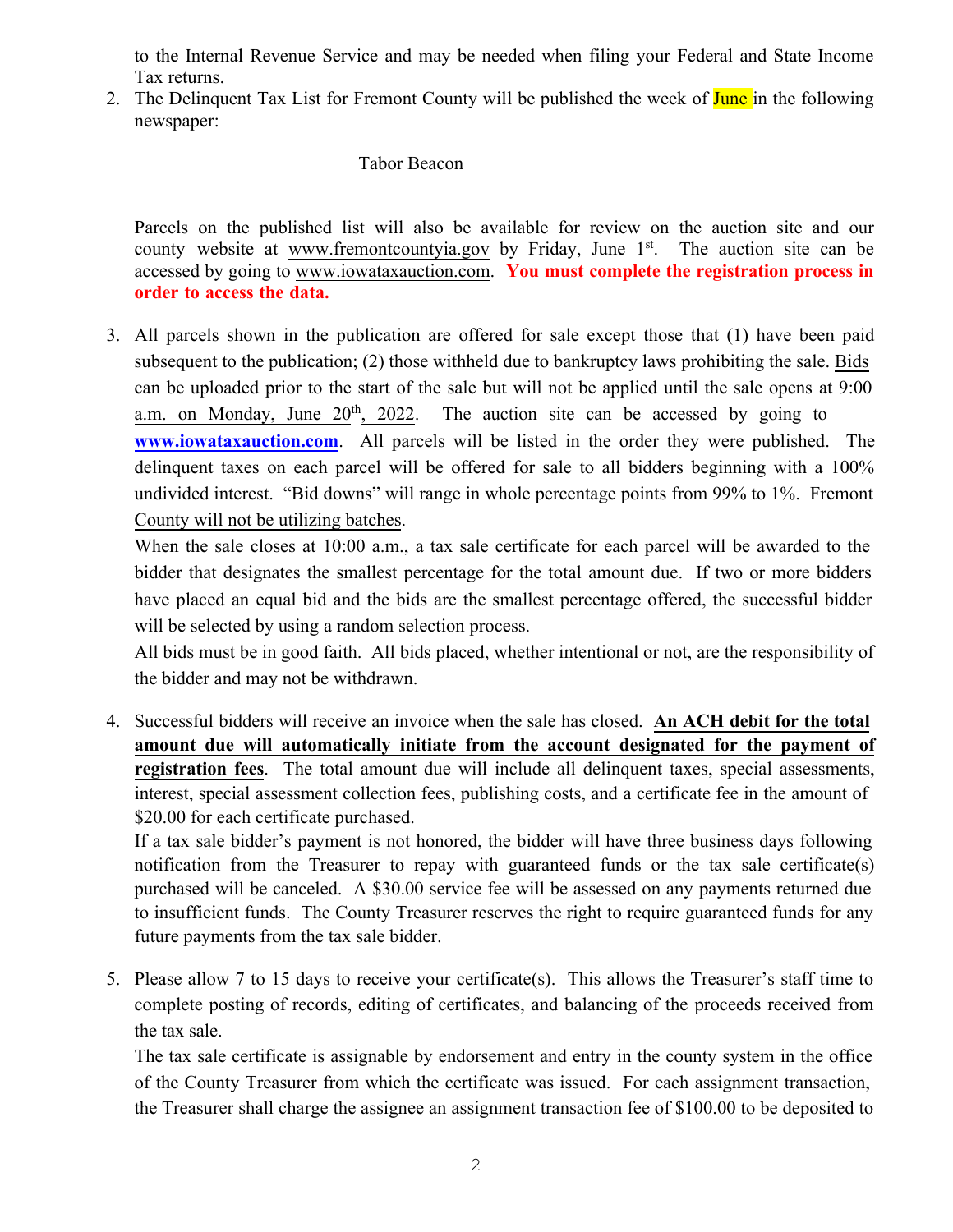to the Internal Revenue Service and may be needed when filing your Federal and State Income Tax returns.

2. The Delinquent Tax List for Fremont County will be published the week of June in the following newspaper:

   Tabor Beacon

   Parcels on the published list will also be available for review on the auction site and our county website at www.fremontcountyia.gov by Friday, June 1st. The auction site can be accessed by going to www.iowataxauction.com. **You must complete the registration process in order to access the data.**

3. All parcels shown in the publication are offered for sale except those that (1) have been paid subsequent to the publication; (2) those withheld due to bankruptcy laws prohibiting the sale. Bids can be uploaded prior to the start of the sale but will not be applied until the sale opens at 9:00 a.m. on Monday, June 20th, 2022. The auction site can be accessed by going to **www.iowataxauction.com**. All parcels will be listed in the order they were published. The delinquent taxes on each parcel will be offered for sale to all bidders beginning with a 100% undivided interest. "Bid downs" will range in whole percentage points from 99% to 1%. Fremont County will not be utilizing batches.

   When the sale closes at 10:00 a.m., a tax sale certificate for each parcel will be awarded to the bidder that designates the smallest percentage for the total amount due. If two or more bidders have placed an equal bid and the bids are the smallest percentage offered, the successful bidder will be selected by using a random selection process.

   All bids must be in good faith. All bids placed, whether intentional or not, are the responsibility of the bidder and may not be withdrawn.

4. Successful bidders will receive an invoice when the sale has closed. **An ACH debit for the total amount due will automatically initiate from the account designated for the payment of registration fees**. The total amount due will include all delinquent taxes, special assessments, interest, special assessment collection fees, publishing costs, and a certificate fee in the amount of $20.00 for each certificate purchased.

   If a tax sale bidder's payment is not honored, the bidder will have three business days following notification from the Treasurer to repay with guaranteed funds or the tax sale certificate(s) purchased will be canceled. A $30.00 service fee will be assessed on any payments returned due to insufficient funds. The County Treasurer reserves the right to require guaranteed funds for any future payments from the tax sale bidder.

5. Please allow 7 to 15 days to receive your certificate(s). This allows the Treasurer's staff time to complete posting of records, editing of certificates, and balancing of the proceeds received from the tax sale.

   The tax sale certificate is assignable by endorsement and entry in the county system in the office of the County Treasurer from which the certificate was issued. For each assignment transaction, the Treasurer shall charge the assignee an assignment transaction fee of $100.00 to be deposited to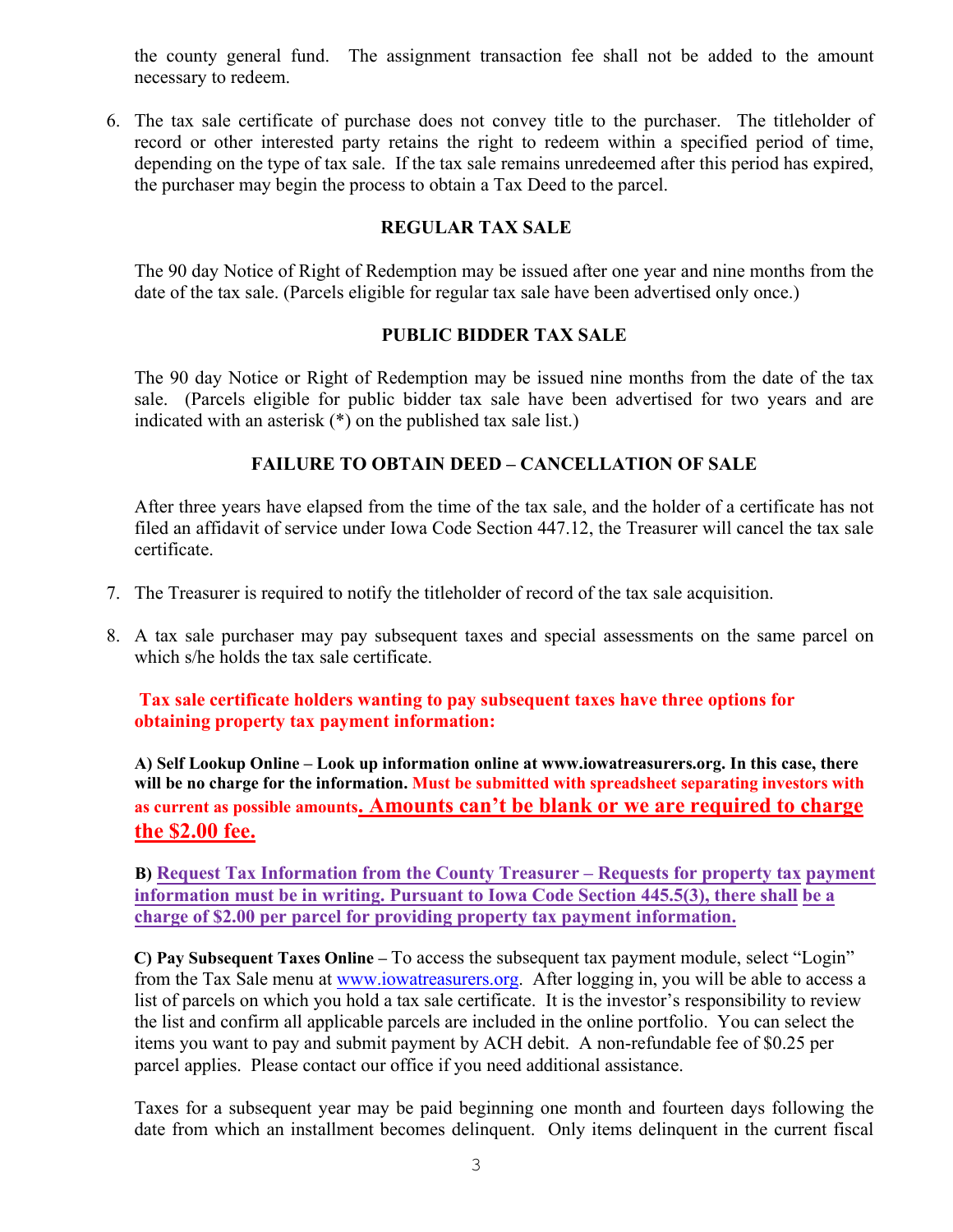the county general fund. The assignment transaction fee shall not be added to the amount necessary to redeem.

6. The tax sale certificate of purchase does not convey title to the purchaser. The titleholder of record or other interested party retains the right to redeem within a specified period of time, depending on the type of tax sale. If the tax sale remains unredeemed after this period has expired, the purchaser may begin the process to obtain a Tax Deed to the parcel.

### REGULAR TAX SALE

The 90 day Notice of Right of Redemption may be issued after one year and nine months from the date of the tax sale. (Parcels eligible for regular tax sale have been advertised only once.)

### PUBLIC BIDDER TAX SALE

The 90 day Notice or Right of Redemption may be issued nine months from the date of the tax sale. (Parcels eligible for public bidder tax sale have been advertised for two years and are indicated with an asterisk (*) on the published tax sale list.)

### FAILURE TO OBTAIN DEED – CANCELLATION OF SALE

After three years have elapsed from the time of the tax sale, and the holder of a certificate has not filed an affidavit of service under Iowa Code Section 447.12, the Treasurer will cancel the tax sale certificate.

7. The Treasurer is required to notify the titleholder of record of the tax sale acquisition.

8. A tax sale purchaser may pay subsequent taxes and special assessments on the same parcel on which s/he holds the tax sale certificate.

**Tax sale certificate holders wanting to pay subsequent taxes have three options for obtaining property tax payment information:**

**A) Self Lookup Online – Look up information online at www.iowatreasurers.org. In this case, there will be no charge for the information. Must be submitted with spreadsheet separating investors with as current as possible amounts. Amounts can't be blank or we are required to charge the $2.00 fee.**

**B) Request Tax Information from the County Treasurer – Requests for property tax payment information must be in writing. Pursuant to Iowa Code Section 445.5(3), there shall be a charge of $2.00 per parcel for providing property tax payment information.**

**C) Pay Subsequent Taxes Online –** To access the subsequent tax payment module, select "Login" from the Tax Sale menu at www.iowatreasurers.org. After logging in, you will be able to access a list of parcels on which you hold a tax sale certificate. It is the investor's responsibility to review the list and confirm all applicable parcels are included in the online portfolio. You can select the items you want to pay and submit payment by ACH debit. A non-refundable fee of $0.25 per parcel applies. Please contact our office if you need additional assistance.

Taxes for a subsequent year may be paid beginning one month and fourteen days following the date from which an installment becomes delinquent. Only items delinquent in the current fiscal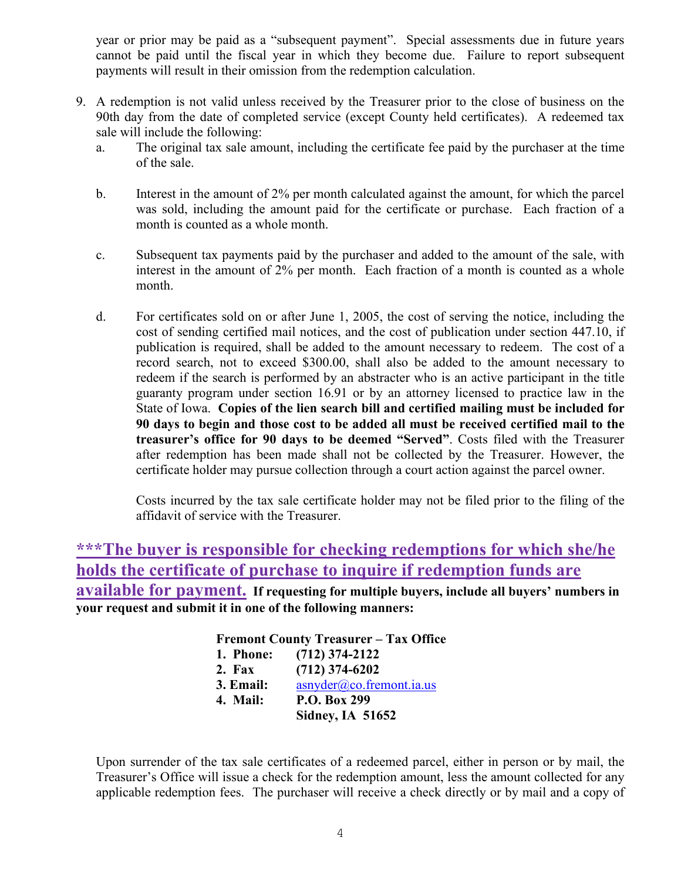year or prior may be paid as a "subsequent payment". Special assessments due in future years cannot be paid until the fiscal year in which they become due. Failure to report subsequent payments will result in their omission from the redemption calculation.

9. A redemption is not valid unless received by the Treasurer prior to the close of business on the 90th day from the date of completed service (except County held certificates). A redeemed tax sale will include the following:
   a. The original tax sale amount, including the certificate fee paid by the purchaser at the time of the sale.

   b. Interest in the amount of 2% per month calculated against the amount, for which the parcel was sold, including the amount paid for the certificate or purchase. Each fraction of a month is counted as a whole month.

   c. Subsequent tax payments paid by the purchaser and added to the amount of the sale, with interest in the amount of 2% per month. Each fraction of a month is counted as a whole month.

   d. For certificates sold on or after June 1, 2005, the cost of serving the notice, including the cost of sending certified mail notices, and the cost of publication under section 447.10, if publication is required, shall be added to the amount necessary to redeem. The cost of a record search, not to exceed $300.00, shall also be added to the amount necessary to redeem if the search is performed by an abstracter who is an active participant in the title guaranty program under section 16.91 or by an attorney licensed to practice law in the State of Iowa. **Copies of the lien search bill and certified mailing must be included for 90 days to begin and those cost to be added all must be received certified mail to the treasurer's office for 90 days to be deemed "Served"**. Costs filed with the Treasurer after redemption has been made shall not be collected by the Treasurer. However, the certificate holder may pursue collection through a court action against the parcel owner.

      Costs incurred by the tax sale certificate holder may not be filed prior to the filing of the affidavit of service with the Treasurer.

**\*\*\*The buyer is responsible for checking redemptions for which she/he holds the certificate of purchase to inquire if redemption funds are available for payment.** **If requesting for multiple buyers, include all buyers' numbers in your request and submit it in one of the following manners:**

**Fremont County Treasurer – Tax Office**

**1. Phone:** **(712) 374-2122**
**2. Fax** **(712) 374-6202**
**3. Email:** asnyder@co.fremont.ia.us
**4. Mail:** **P.O. Box 299**
**Sidney, IA 51652**

Upon surrender of the tax sale certificates of a redeemed parcel, either in person or by mail, the Treasurer's Office will issue a check for the redemption amount, less the amount collected for any applicable redemption fees. The purchaser will receive a check directly or by mail and a copy of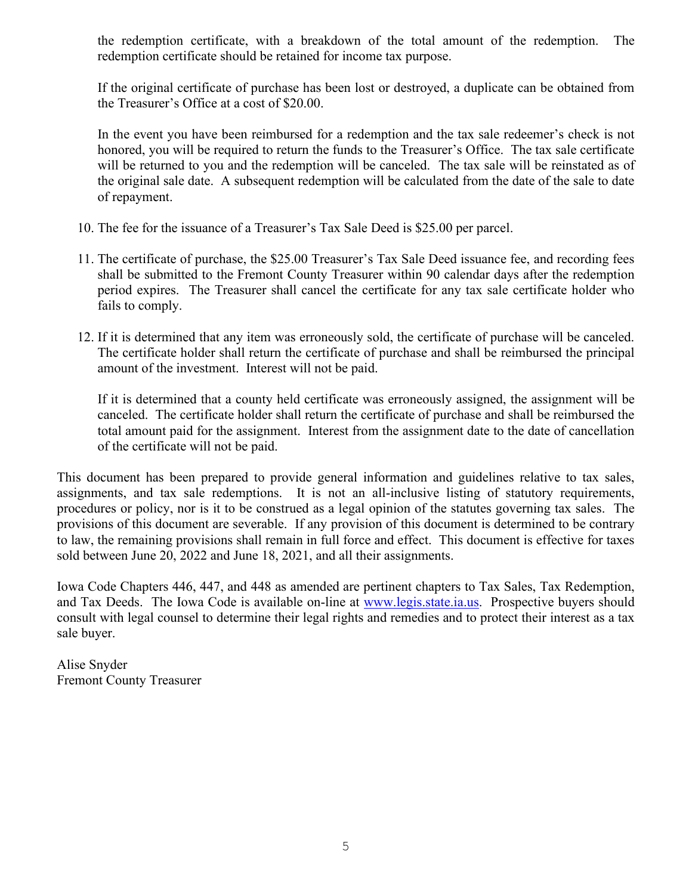the redemption certificate, with a breakdown of the total amount of the redemption. The redemption certificate should be retained for income tax purpose.

If the original certificate of purchase has been lost or destroyed, a duplicate can be obtained from the Treasurer's Office at a cost of $20.00.

In the event you have been reimbursed for a redemption and the tax sale redeemer's check is not honored, you will be required to return the funds to the Treasurer's Office. The tax sale certificate will be returned to you and the redemption will be canceled. The tax sale will be reinstated as of the original sale date. A subsequent redemption will be calculated from the date of the sale to date of repayment.

10. The fee for the issuance of a Treasurer's Tax Sale Deed is $25.00 per parcel.

11. The certificate of purchase, the $25.00 Treasurer's Tax Sale Deed issuance fee, and recording fees shall be submitted to the Fremont County Treasurer within 90 calendar days after the redemption period expires. The Treasurer shall cancel the certificate for any tax sale certificate holder who fails to comply.

12. If it is determined that any item was erroneously sold, the certificate of purchase will be canceled. The certificate holder shall return the certificate of purchase and shall be reimbursed the principal amount of the investment. Interest will not be paid.

    If it is determined that a county held certificate was erroneously assigned, the assignment will be canceled. The certificate holder shall return the certificate of purchase and shall be reimbursed the total amount paid for the assignment. Interest from the assignment date to the date of cancellation of the certificate will not be paid.

This document has been prepared to provide general information and guidelines relative to tax sales, assignments, and tax sale redemptions. It is not an all-inclusive listing of statutory requirements, procedures or policy, nor is it to be construed as a legal opinion of the statutes governing tax sales. The provisions of this document are severable. If any provision of this document is determined to be contrary to law, the remaining provisions shall remain in full force and effect. This document is effective for taxes sold between June 20, 2022 and June 18, 2021, and all their assignments.

Iowa Code Chapters 446, 447, and 448 as amended are pertinent chapters to Tax Sales, Tax Redemption, and Tax Deeds. The Iowa Code is available on-line at [www.legis.state.ia.us](www.legis.state.ia.us). Prospective buyers should consult with legal counsel to determine their legal rights and remedies and to protect their interest as a tax sale buyer.

Alise Snyder
Fremont County Treasurer